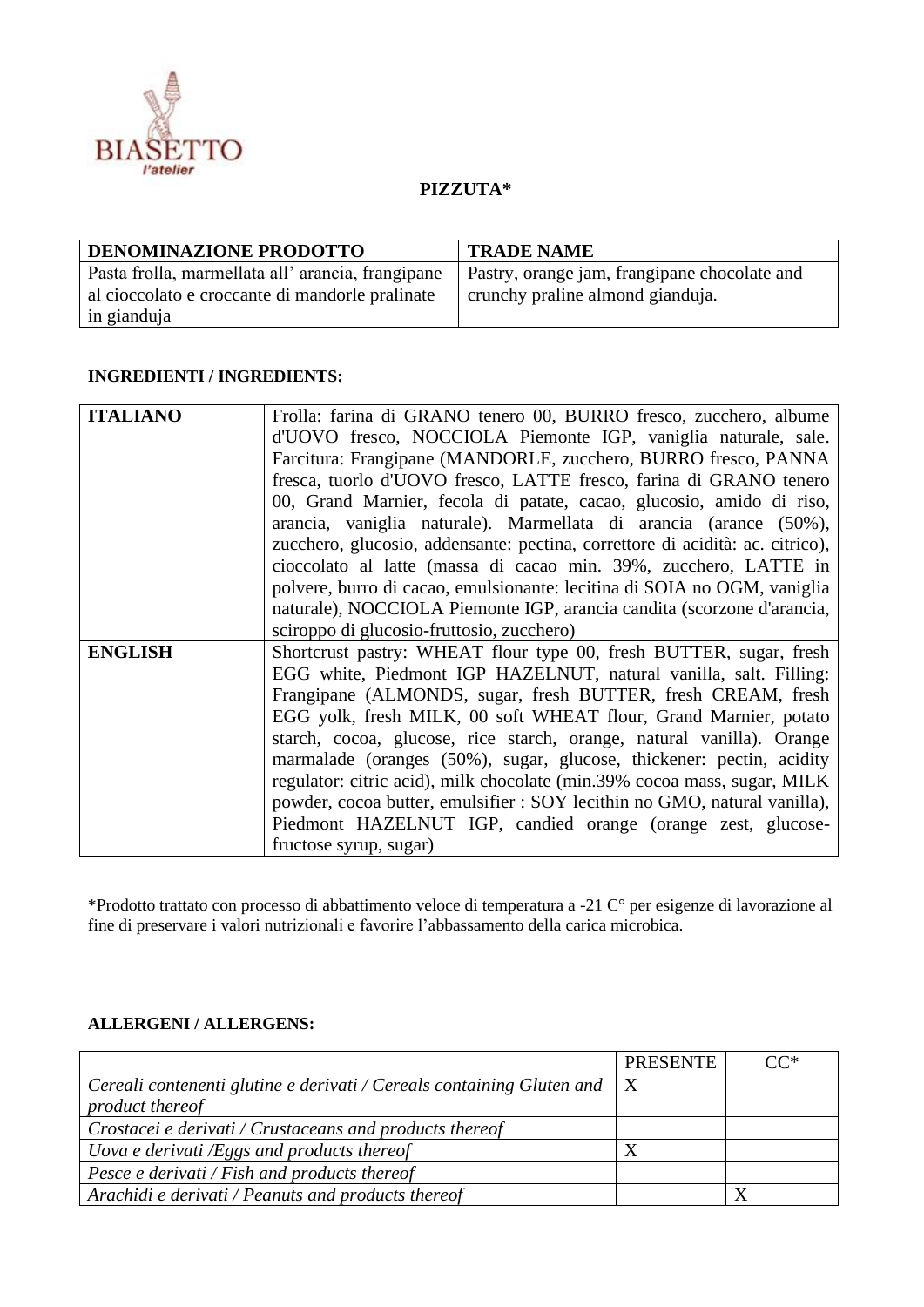BIASETTO
l'atelier

# PIZZUTA*

| DENOMINAZIONE PRODOTTO | TRADE NAME |
|---|---|
| Pasta frolla, marmellata all' arancia, frangipane al cioccolato e croccante di mandorle pralinate in gianduja | Pastry, orange jam, frangipane chocolate and crunchy praline almond gianduja. |

**INGREDIENTI / INGREDIENTS:**

| | |
|---|---|
| **ITALIANO** | Frolla: farina di GRANO tenero 00, BURRO fresco, zucchero, albume d'UOVO fresco, NOCCIOLA Piemonte IGP, vaniglia naturale, sale. Farcitura: Frangipane (MANDORLE, zucchero, BURRO fresco, PANNA fresca, tuorlo d'UOVO fresco, LATTE fresco, farina di GRANO tenero 00, Grand Marnier, fecola di patate, cacao, glucosio, amido di riso, arancia, vaniglia naturale). Marmellata di arancia (arance (50%), zucchero, glucosio, addensante: pectina, correttore di acidità: ac. citrico), cioccolato al latte (massa di cacao min. 39%, zucchero, LATTE in polvere, burro di cacao, emulsionante: lecitina di SOIA no OGM, vaniglia naturale), NOCCIOLA Piemonte IGP, arancia candita (scorzone d'arancia, sciroppo di glucosio-fruttosio, zucchero) |
| **ENGLISH** | Shortcrust pastry: WHEAT flour type 00, fresh BUTTER, sugar, fresh EGG white, Piedmont IGP HAZELNUT, natural vanilla, salt. Filling: Frangipane (ALMONDS, sugar, fresh BUTTER, fresh CREAM, fresh EGG yolk, fresh MILK, 00 soft WHEAT flour, Grand Marnier, potato starch, cocoa, glucose, rice starch, orange, natural vanilla). Orange marmalade (oranges (50%), sugar, glucose, thickener: pectin, acidity regulator: citric acid), milk chocolate (min.39% cocoa mass, sugar, MILK powder, cocoa butter, emulsifier : SOY lecithin no GMO, natural vanilla), Piedmont HAZELNUT IGP, candied orange (orange zest, glucose-fructose syrup, sugar) |

*Prodotto trattato con processo di abbattimento veloce di temperatura a -21 C° per esigenze di lavorazione al fine di preservare i valori nutrizionali e favorire l'abbassamento della carica microbica.

**ALLERGENI / ALLERGENS:**

| | PRESENTE | CC* |
|---|---|---|
| *Cereali contenenti glutine e derivati / Cereals containing Gluten and product thereof* | X | |
| *Crostacei e derivati / Crustaceans and products thereof* | | |
| *Uova e derivati /Eggs and products thereof* | X | |
| *Pesce e derivati / Fish and products thereof* | | |
| *Arachidi e derivati / Peanuts and products thereof* | | X |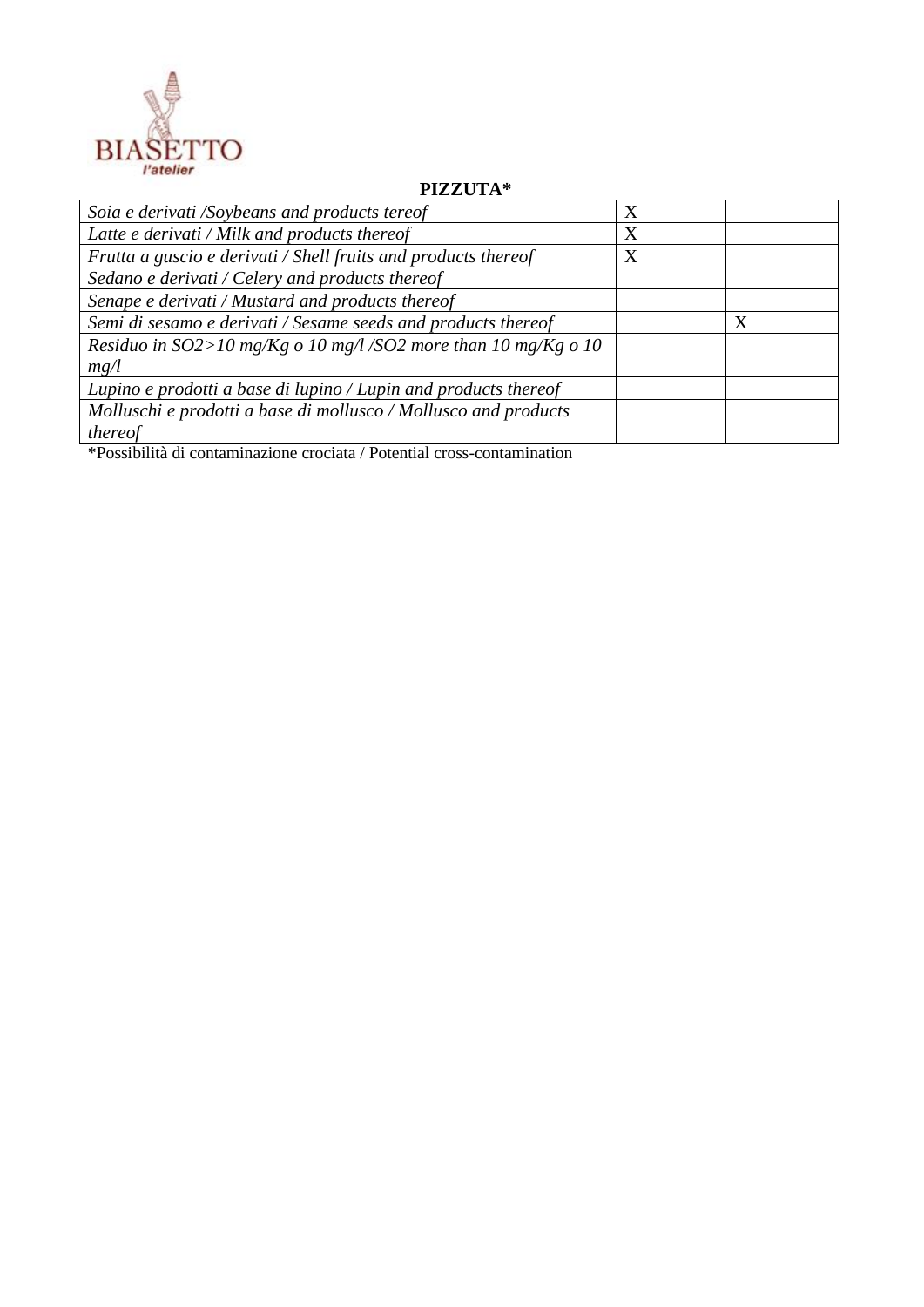**PIZZUTA***

| | | |
|---|---|---|
| *Soia e derivati /Soybeans and products tereof* | X | |
| *Latte e derivati / Milk and products thereof* | X | |
| *Frutta a guscio e derivati / Shell fruits and products thereof* | X | |
| *Sedano e derivati / Celery and products thereof* | | |
| *Senape e derivati / Mustard and products thereof* | | |
| *Semi di sesamo e derivati / Sesame seeds and products thereof* | | X |
| *Residuo in SO2>10 mg/Kg o 10 mg/l /SO2 more than 10 mg/Kg o 10 mg/l* | | |
| *Lupino e prodotti a base di lupino / Lupin and products thereof* | | |
| *Molluschi e prodotti a base di mollusco / Mollusco and products thereof* | | |

*Possibilità di contaminazione crociata / Potential cross-contamination